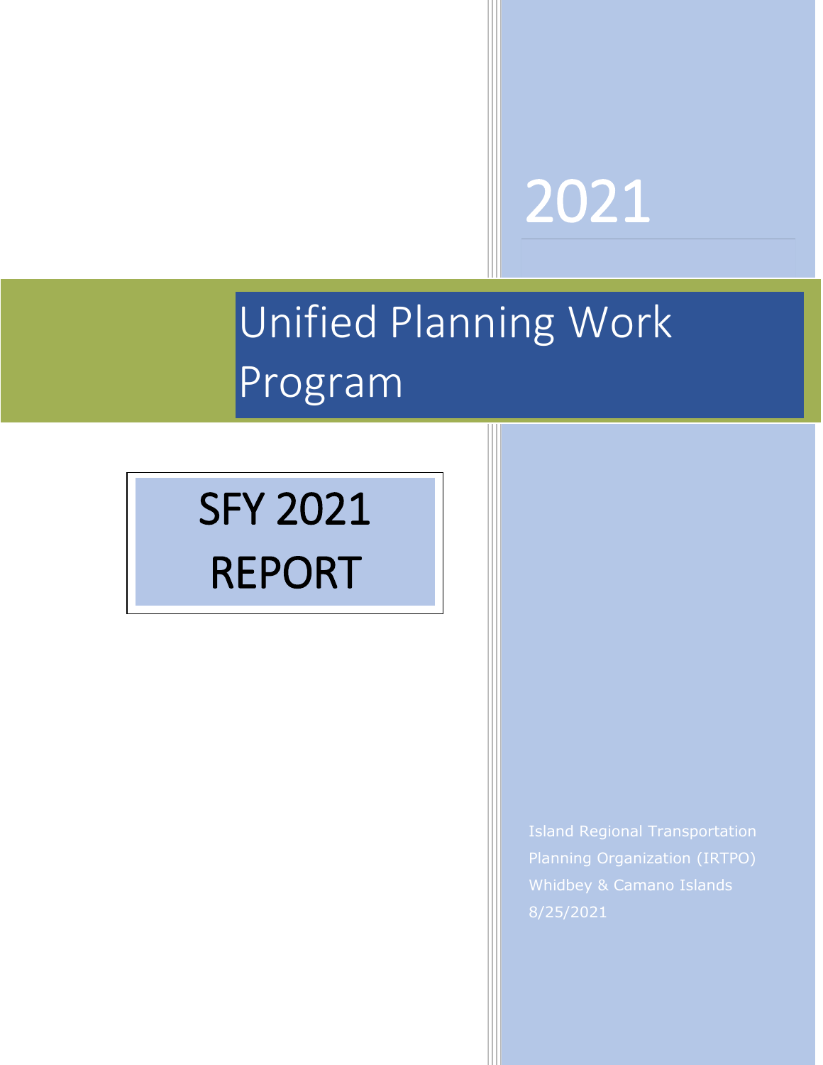2021

# Unified Planning Work Program

## SFY 2021 REPORT

Island Regional Transportation Planning Organization (IRTPO)
Whidbey & Camano Islands
8/25/2021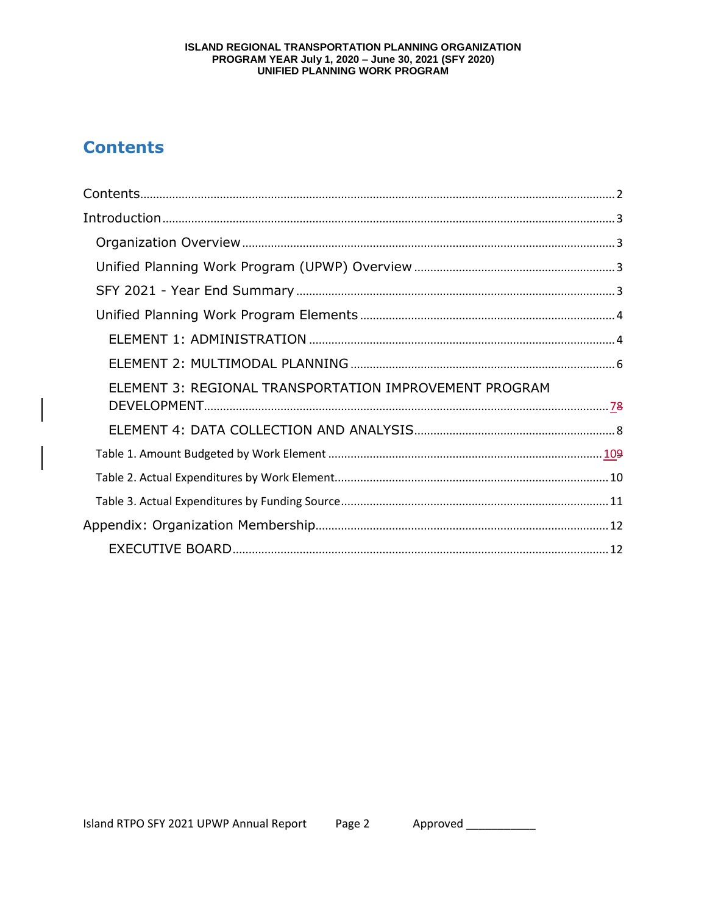# Contents

Contents .......... 2

Introduction .......... 3

- Organization Overview .......... 3
- Unified Planning Work Program (UPWP) Overview .......... 3
- SFY 2021 - Year End Summary .......... 3
- Unified Planning Work Program Elements .......... 4
  - ELEMENT 1: ADMINISTRATION .......... 4
  - ELEMENT 2: MULTIMODAL PLANNING .......... 6
  - ELEMENT 3: REGIONAL TRANSPORTATION IMPROVEMENT PROGRAM DEVELOPMENT .......... 78
  - ELEMENT 4: DATA COLLECTION AND ANALYSIS .......... 8
- Table 1. Amount Budgeted by Work Element .......... 109
- Table 2. Actual Expenditures by Work Element .......... 10
- Table 3. Actual Expenditures by Funding Source .......... 11

Appendix: Organization Membership .......... 12

- EXECUTIVE BOARD .......... 12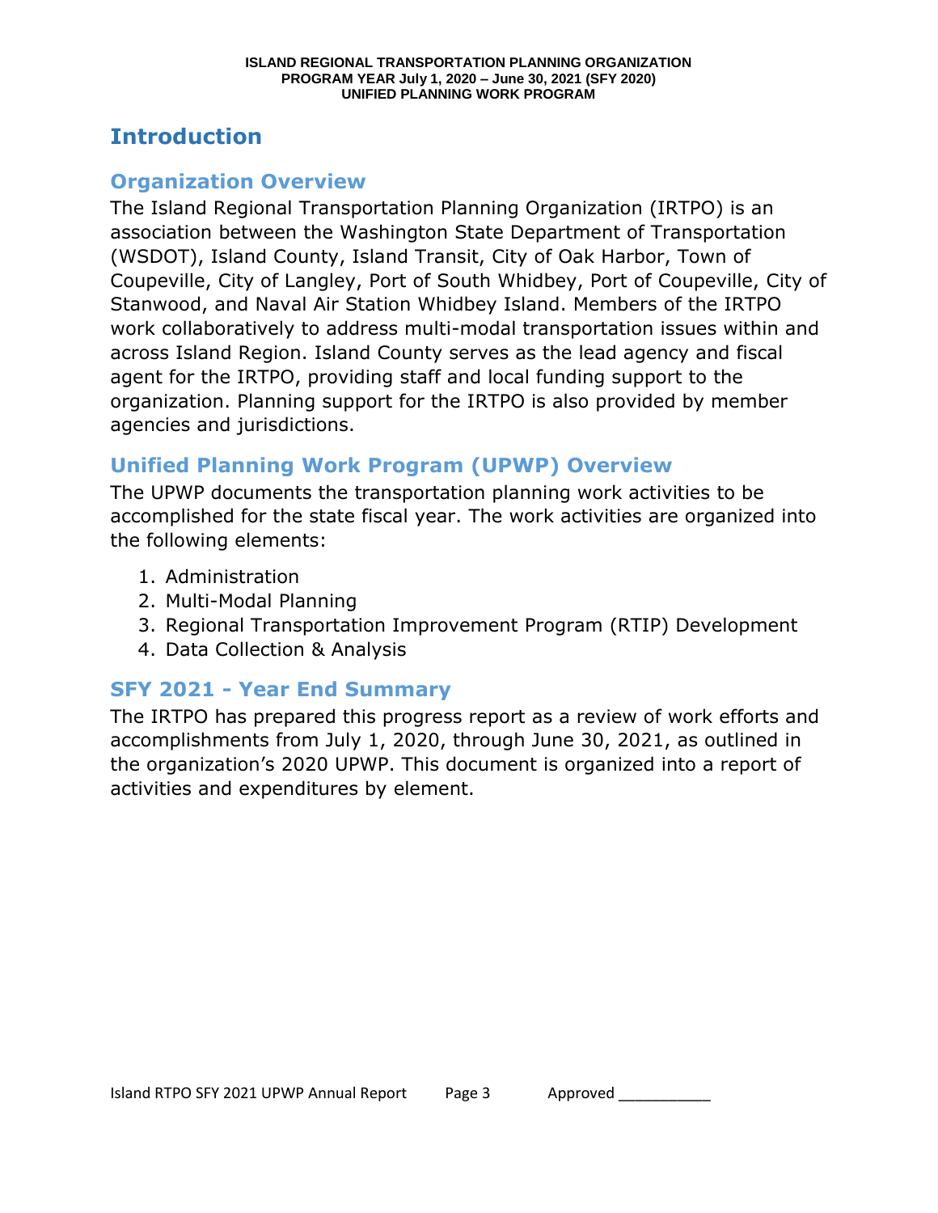# Introduction

## Organization Overview

The Island Regional Transportation Planning Organization (IRTPO) is an association between the Washington State Department of Transportation (WSDOT), Island County, Island Transit, City of Oak Harbor, Town of Coupeville, City of Langley, Port of South Whidbey, Port of Coupeville, City of Stanwood, and Naval Air Station Whidbey Island. Members of the IRTPO work collaboratively to address multi-modal transportation issues within and across Island Region. Island County serves as the lead agency and fiscal agent for the IRTPO, providing staff and local funding support to the organization. Planning support for the IRTPO is also provided by member agencies and jurisdictions.

## Unified Planning Work Program (UPWP) Overview

The UPWP documents the transportation planning work activities to be accomplished for the state fiscal year. The work activities are organized into the following elements:

1. Administration
2. Multi-Modal Planning
3. Regional Transportation Improvement Program (RTIP) Development
4. Data Collection & Analysis

## SFY 2021 - Year End Summary

The IRTPO has prepared this progress report as a review of work efforts and accomplishments from July 1, 2020, through June 30, 2021, as outlined in the organization's 2020 UPWP. This document is organized into a report of activities and expenditures by element.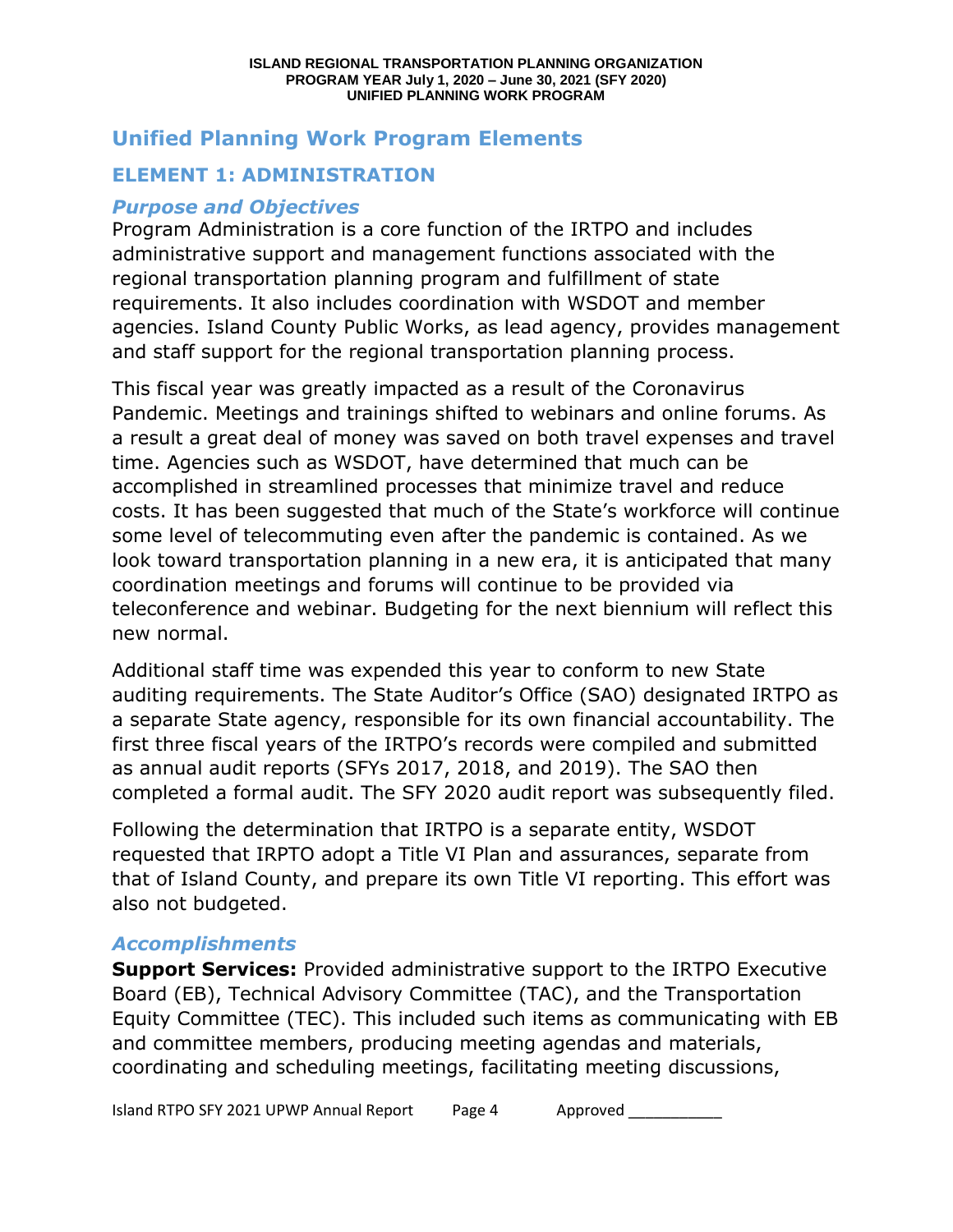## Unified Planning Work Program Elements

### ELEMENT 1: ADMINISTRATION

#### *Purpose and Objectives*

Program Administration is a core function of the IRTPO and includes administrative support and management functions associated with the regional transportation planning program and fulfillment of state requirements. It also includes coordination with WSDOT and member agencies. Island County Public Works, as lead agency, provides management and staff support for the regional transportation planning process.

This fiscal year was greatly impacted as a result of the Coronavirus Pandemic. Meetings and trainings shifted to webinars and online forums. As a result a great deal of money was saved on both travel expenses and travel time. Agencies such as WSDOT, have determined that much can be accomplished in streamlined processes that minimize travel and reduce costs. It has been suggested that much of the State's workforce will continue some level of telecommuting even after the pandemic is contained. As we look toward transportation planning in a new era, it is anticipated that many coordination meetings and forums will continue to be provided via teleconference and webinar. Budgeting for the next biennium will reflect this new normal.

Additional staff time was expended this year to conform to new State auditing requirements. The State Auditor's Office (SAO) designated IRTPO as a separate State agency, responsible for its own financial accountability. The first three fiscal years of the IRTPO's records were compiled and submitted as annual audit reports (SFYs 2017, 2018, and 2019). The SAO then completed a formal audit. The SFY 2020 audit report was subsequently filed.

Following the determination that IRTPO is a separate entity, WSDOT requested that IRPTO adopt a Title VI Plan and assurances, separate from that of Island County, and prepare its own Title VI reporting. This effort was also not budgeted.

#### *Accomplishments*

**Support Services:** Provided administrative support to the IRTPO Executive Board (EB), Technical Advisory Committee (TAC), and the Transportation Equity Committee (TEC). This included such items as communicating with EB and committee members, producing meeting agendas and materials, coordinating and scheduling meetings, facilitating meeting discussions,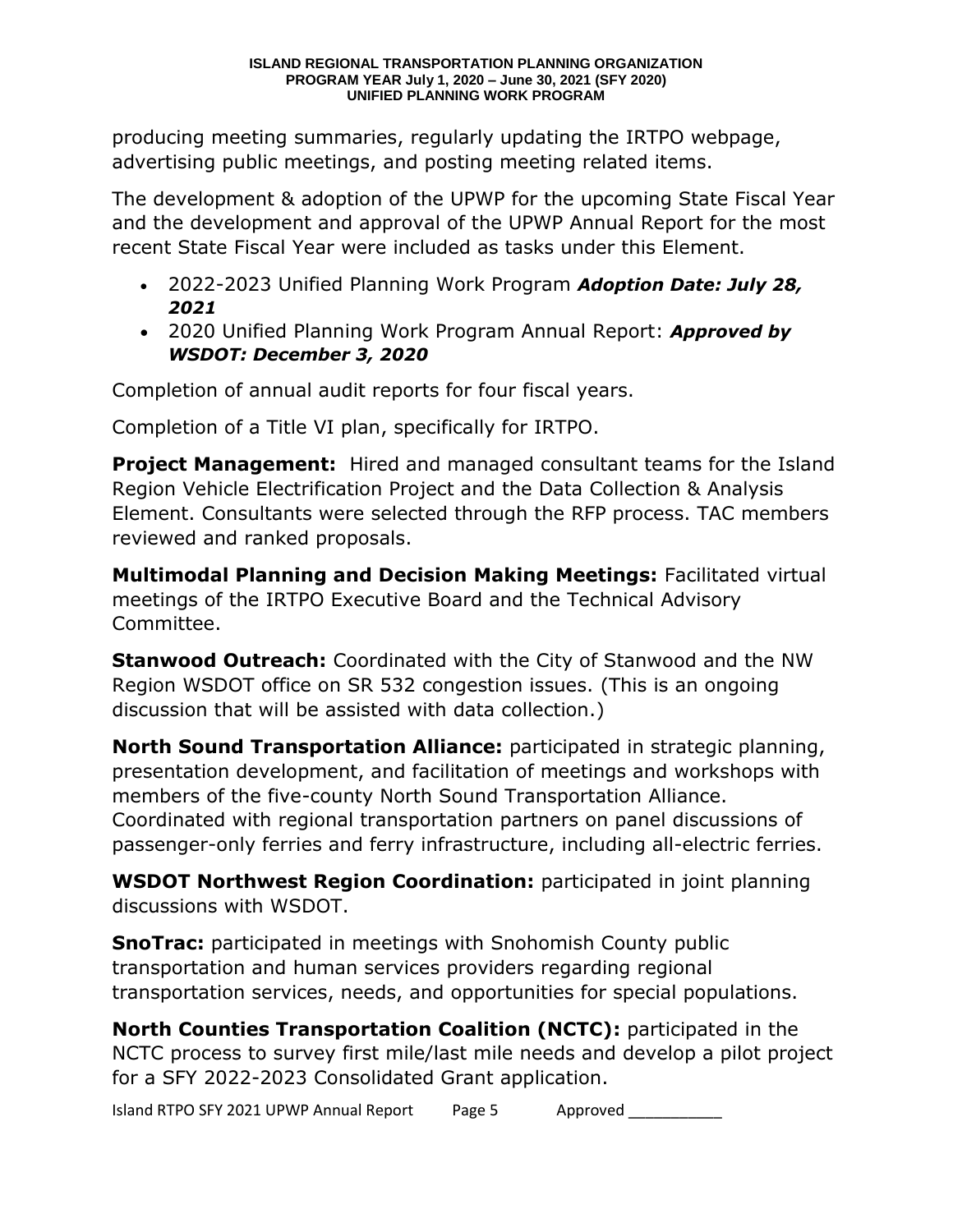producing meeting summaries, regularly updating the IRTPO webpage, advertising public meetings, and posting meeting related items.

The development & adoption of the UPWP for the upcoming State Fiscal Year and the development and approval of the UPWP Annual Report for the most recent State Fiscal Year were included as tasks under this Element.

- 2022-2023 Unified Planning Work Program ***Adoption Date: July 28, 2021***
- 2020 Unified Planning Work Program Annual Report: ***Approved by WSDOT: December 3, 2020***

Completion of annual audit reports for four fiscal years.

Completion of a Title VI plan, specifically for IRTPO.

**Project Management:** Hired and managed consultant teams for the Island Region Vehicle Electrification Project and the Data Collection & Analysis Element. Consultants were selected through the RFP process. TAC members reviewed and ranked proposals.

**Multimodal Planning and Decision Making Meetings:** Facilitated virtual meetings of the IRTPO Executive Board and the Technical Advisory Committee.

**Stanwood Outreach:** Coordinated with the City of Stanwood and the NW Region WSDOT office on SR 532 congestion issues. (This is an ongoing discussion that will be assisted with data collection.)

**North Sound Transportation Alliance:** participated in strategic planning, presentation development, and facilitation of meetings and workshops with members of the five-county North Sound Transportation Alliance. Coordinated with regional transportation partners on panel discussions of passenger-only ferries and ferry infrastructure, including all-electric ferries.

**WSDOT Northwest Region Coordination:** participated in joint planning discussions with WSDOT.

**SnoTrac:** participated in meetings with Snohomish County public transportation and human services providers regarding regional transportation services, needs, and opportunities for special populations.

**North Counties Transportation Coalition (NCTC):** participated in the NCTC process to survey first mile/last mile needs and develop a pilot project for a SFY 2022-2023 Consolidated Grant application.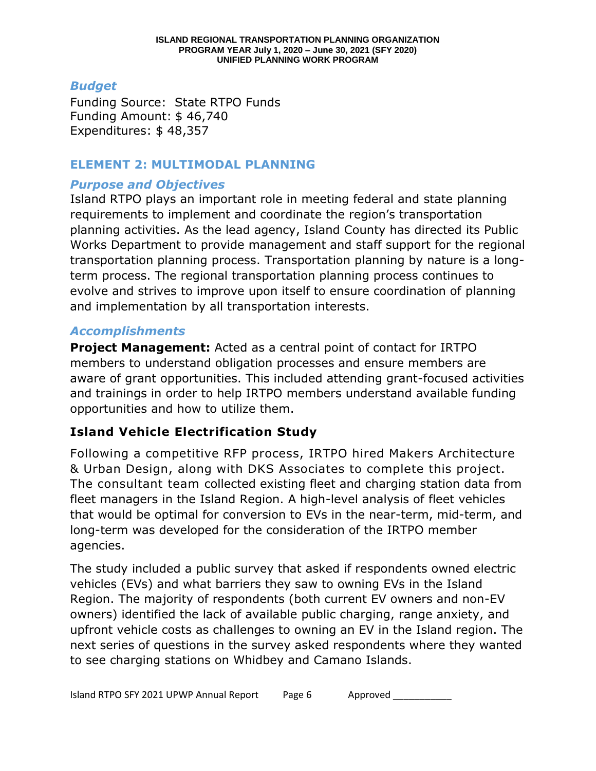### *Budget*

Funding Source: State RTPO Funds
Funding Amount: $ 46,740
Expenditures: $ 48,357

## ELEMENT 2: MULTIMODAL PLANNING

### *Purpose and Objectives*

Island RTPO plays an important role in meeting federal and state planning requirements to implement and coordinate the region's transportation planning activities. As the lead agency, Island County has directed its Public Works Department to provide management and staff support for the regional transportation planning process. Transportation planning by nature is a long-term process. The regional transportation planning process continues to evolve and strives to improve upon itself to ensure coordination of planning and implementation by all transportation interests.

### *Accomplishments*

**Project Management:** Acted as a central point of contact for IRTPO members to understand obligation processes and ensure members are aware of grant opportunities. This included attending grant-focused activities and trainings in order to help IRTPO members understand available funding opportunities and how to utilize them.

### Island Vehicle Electrification Study

Following a competitive RFP process, IRTPO hired Makers Architecture & Urban Design, along with DKS Associates to complete this project. The consultant team collected existing fleet and charging station data from fleet managers in the Island Region. A high-level analysis of fleet vehicles that would be optimal for conversion to EVs in the near-term, mid-term, and long-term was developed for the consideration of the IRTPO member agencies.

The study included a public survey that asked if respondents owned electric vehicles (EVs) and what barriers they saw to owning EVs in the Island Region. The majority of respondents (both current EV owners and non-EV owners) identified the lack of available public charging, range anxiety, and upfront vehicle costs as challenges to owning an EV in the Island region. The next series of questions in the survey asked respondents where they wanted to see charging stations on Whidbey and Camano Islands.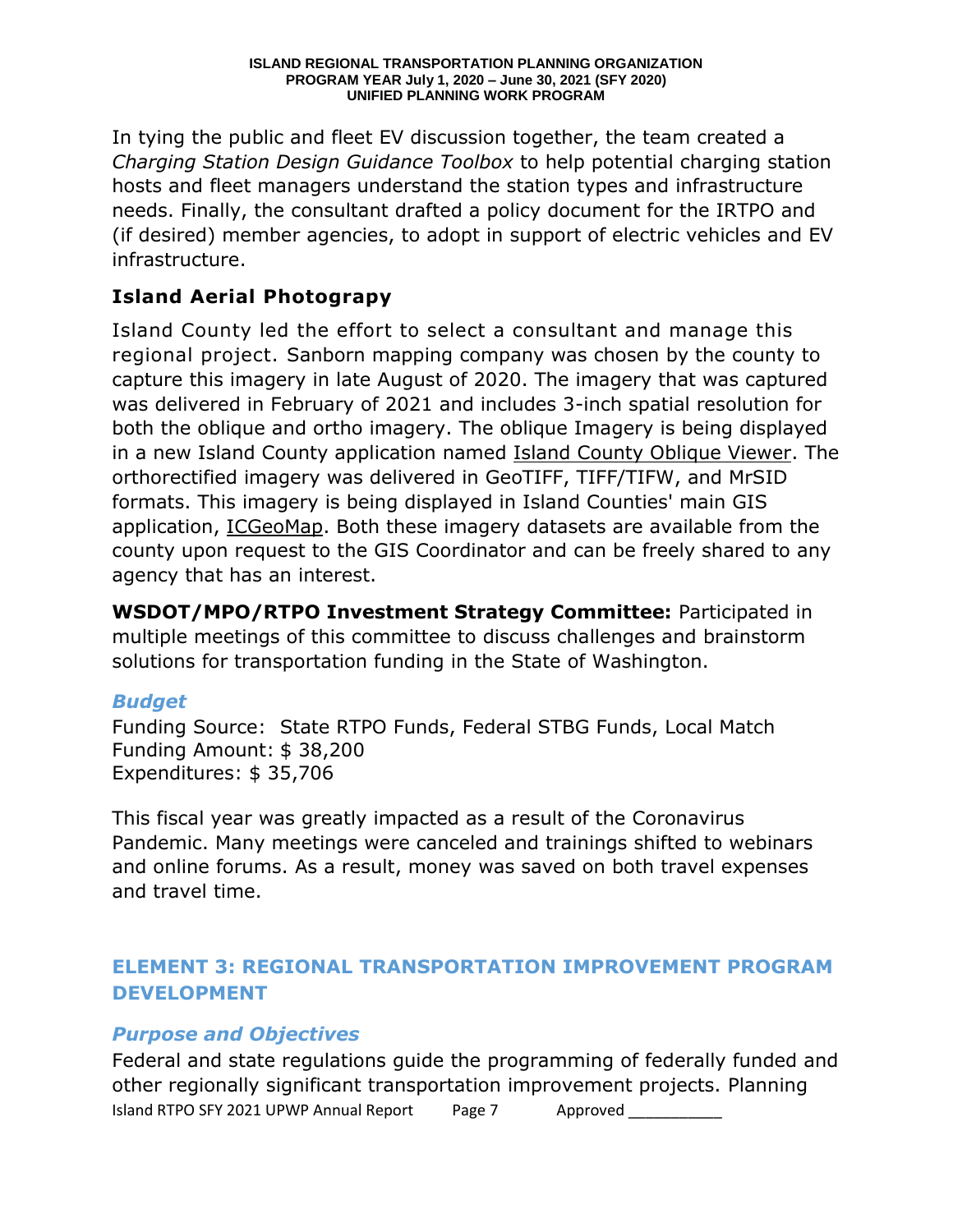In tying the public and fleet EV discussion together, the team created a *Charging Station Design Guidance Toolbox* to help potential charging station hosts and fleet managers understand the station types and infrastructure needs. Finally, the consultant drafted a policy document for the IRTPO and (if desired) member agencies, to adopt in support of electric vehicles and EV infrastructure.

### Island Aerial Photograpy

Island County led the effort to select a consultant and manage this regional project. Sanborn mapping company was chosen by the county to capture this imagery in late August of 2020. The imagery that was captured was delivered in February of 2021 and includes 3-inch spatial resolution for both the oblique and ortho imagery. The oblique Imagery is being displayed in a new Island County application named Island County Oblique Viewer. The orthorectified imagery was delivered in GeoTIFF, TIFF/TIFW, and MrSID formats. This imagery is being displayed in Island Counties' main GIS application, ICGeoMap. Both these imagery datasets are available from the county upon request to the GIS Coordinator and can be freely shared to any agency that has an interest.

**WSDOT/MPO/RTPO Investment Strategy Committee:** Participated in multiple meetings of this committee to discuss challenges and brainstorm solutions for transportation funding in the State of Washington.

### *Budget*

Funding Source: State RTPO Funds, Federal STBG Funds, Local Match
Funding Amount: $ 38,200
Expenditures: $ 35,706

This fiscal year was greatly impacted as a result of the Coronavirus Pandemic. Many meetings were canceled and trainings shifted to webinars and online forums. As a result, money was saved on both travel expenses and travel time.

## ELEMENT 3: REGIONAL TRANSPORTATION IMPROVEMENT PROGRAM DEVELOPMENT

### *Purpose and Objectives*

Federal and state regulations guide the programming of federally funded and other regionally significant transportation improvement projects. Planning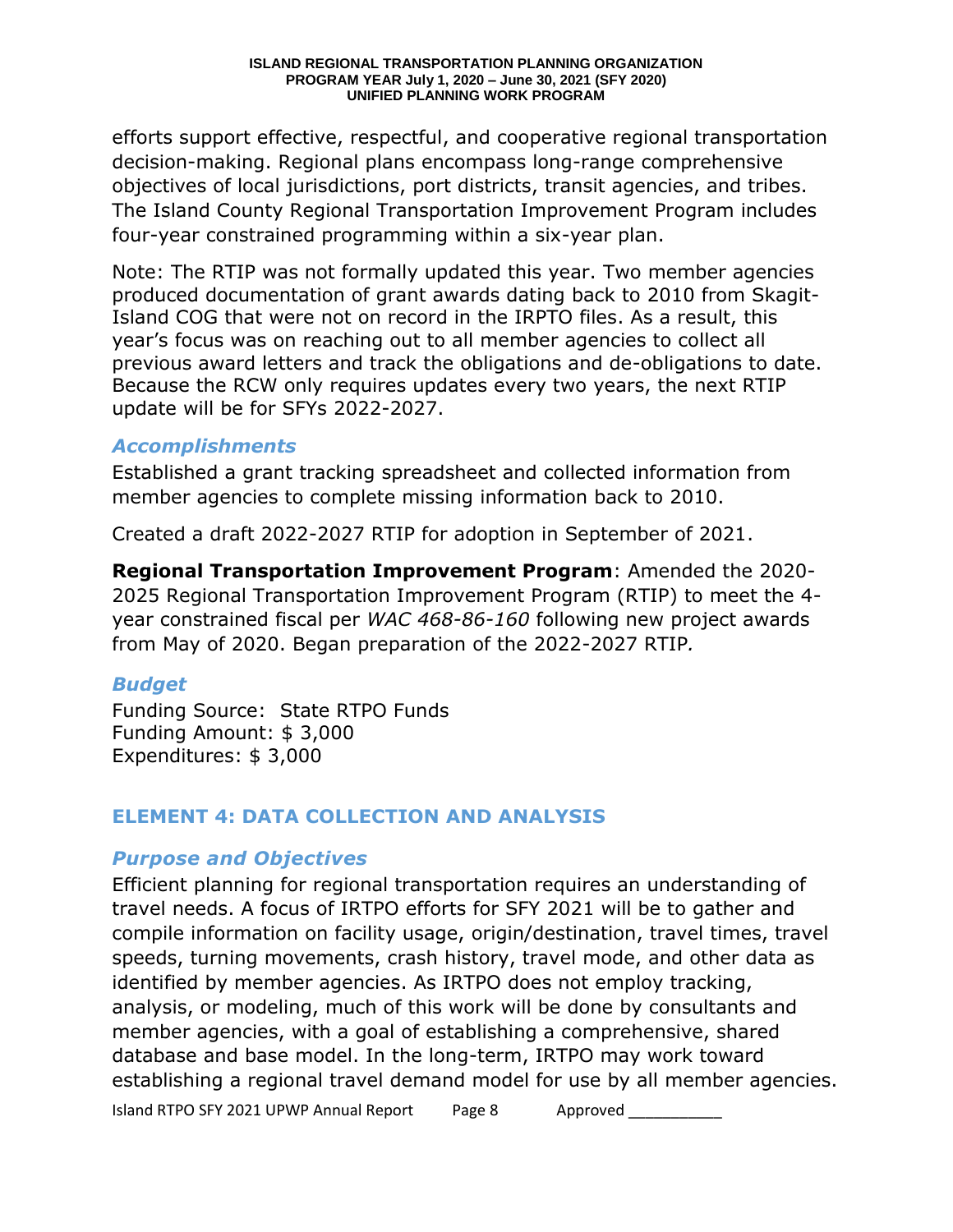efforts support effective, respectful, and cooperative regional transportation decision-making. Regional plans encompass long-range comprehensive objectives of local jurisdictions, port districts, transit agencies, and tribes. The Island County Regional Transportation Improvement Program includes four-year constrained programming within a six-year plan.

Note: The RTIP was not formally updated this year. Two member agencies produced documentation of grant awards dating back to 2010 from Skagit-Island COG that were not on record in the IRPTO files. As a result, this year's focus was on reaching out to all member agencies to collect all previous award letters and track the obligations and de-obligations to date. Because the RCW only requires updates every two years, the next RTIP update will be for SFYs 2022-2027.

### *Accomplishments*

Established a grant tracking spreadsheet and collected information from member agencies to complete missing information back to 2010.

Created a draft 2022-2027 RTIP for adoption in September of 2021.

**Regional Transportation Improvement Program**: Amended the 2020-2025 Regional Transportation Improvement Program (RTIP) to meet the 4-year constrained fiscal per *WAC 468-86-160* following new project awards from May of 2020. Began preparation of the 2022-2027 RTIP*.*

### *Budget*

Funding Source: State RTPO Funds
Funding Amount: $ 3,000
Expenditures: $ 3,000

## ELEMENT 4: DATA COLLECTION AND ANALYSIS

### *Purpose and Objectives*

Efficient planning for regional transportation requires an understanding of travel needs. A focus of IRTPO efforts for SFY 2021 will be to gather and compile information on facility usage, origin/destination, travel times, travel speeds, turning movements, crash history, travel mode, and other data as identified by member agencies. As IRTPO does not employ tracking, analysis, or modeling, much of this work will be done by consultants and member agencies, with a goal of establishing a comprehensive, shared database and base model. In the long-term, IRTPO may work toward establishing a regional travel demand model for use by all member agencies.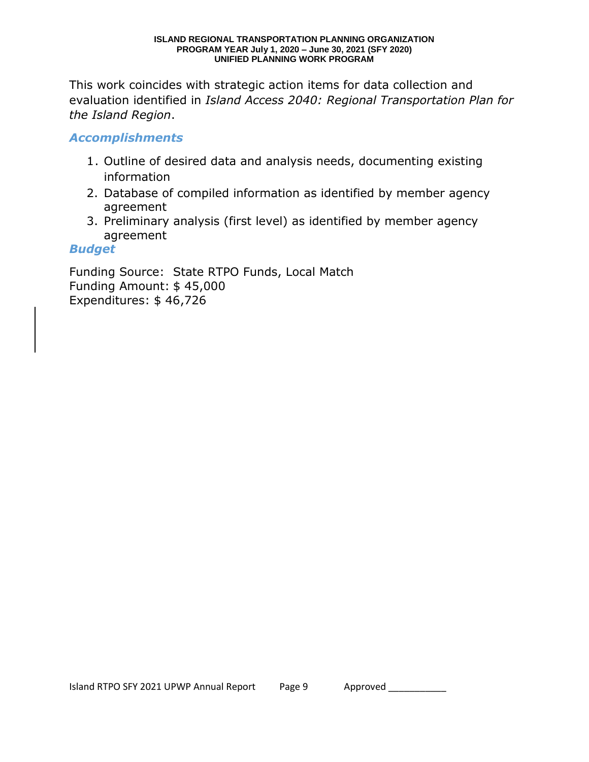This work coincides with strategic action items for data collection and evaluation identified in *Island Access 2040: Regional Transportation Plan for the Island Region*.

### *Accomplishments*

1. Outline of desired data and analysis needs, documenting existing information
2. Database of compiled information as identified by member agency agreement
3. Preliminary analysis (first level) as identified by member agency agreement

### *Budget*

Funding Source: State RTPO Funds, Local Match
Funding Amount: $ 45,000
Expenditures: $ 46,726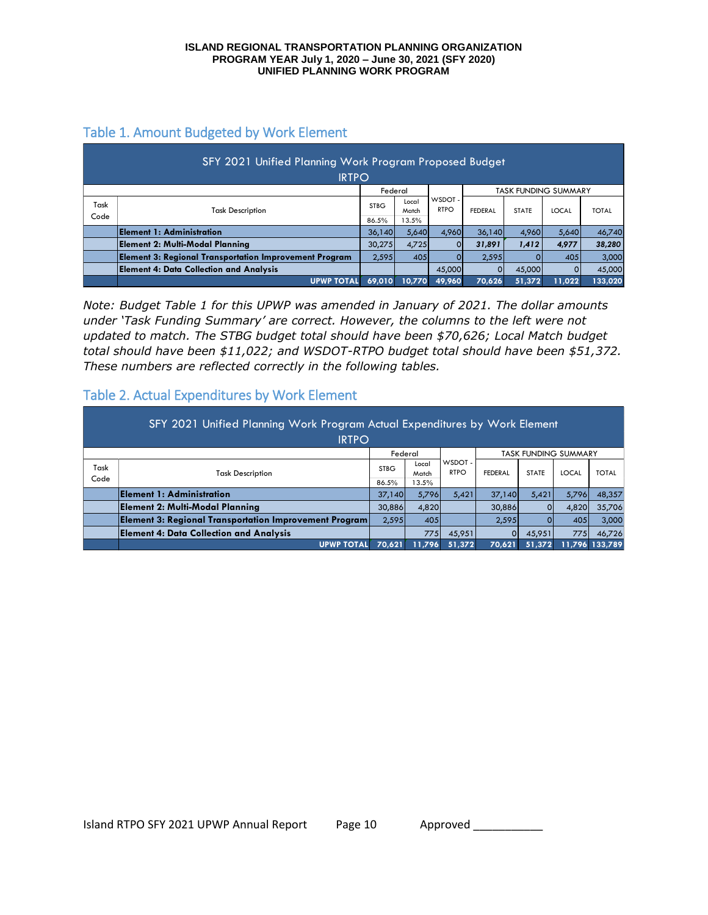ISLAND REGIONAL TRANSPORTATION PLANNING ORGANIZATION
PROGRAM YEAR July 1, 2020 – June 30, 2021 (SFY 2020)
UNIFIED PLANNING WORK PROGRAM

## Table 1. Amount Budgeted by Work Element

| SFY 2021 Unified Planning Work Program Proposed Budget IRTPO | | | | | | | | |
|---|---|---|---|---|---|---|---|---|
| | | Federal | | | TASK FUNDING SUMMARY | | | |
| Task Code | Task Description | STBG 86.5% | Local Match 13.5% | WSDOT - RTPO | FEDERAL | STATE | LOCAL | TOTAL |
| | **Element 1: Administration** | 36,140 | 5,640 | 4,960 | 36,140 | 4,960 | 5,640 | 46,740 |
| | **Element 2: Multi-Modal Planning** | 30,275 | 4,725 | 0 | ***31,891*** | ***1,412*** | ***4,977*** | ***38,280*** |
| | **Element 3: Regional Transportation Improvement Program** | 2,595 | 405 | 0 | 2,595 | 0 | 405 | 3,000 |
| | **Element 4: Data Collection and Analysis** | | | 45,000 | 0 | 45,000 | 0 | 45,000 |
| | **UPWP TOTAL** | **69,010** | **10,770** | **49,960** | **70,626** | **51,372** | **11,022** | **133,020** |

*Note: Budget Table 1 for this UPWP was amended in January of 2021. The dollar amounts under 'Task Funding Summary' are correct. However, the columns to the left were not updated to match. The STBG budget total should have been $70,626; Local Match budget total should have been $11,022; and WSDOT-RTPO budget total should have been $51,372. These numbers are reflected correctly in the following tables.*

## Table 2. Actual Expenditures by Work Element

| SFY 2021 Unified Planning Work Program Actual Expenditures by Work Element IRTPO | | | | | | | | |
|---|---|---|---|---|---|---|---|---|
| | | Federal | | | TASK FUNDING SUMMARY | | | |
| Task Code | Task Description | STBG 86.5% | Local Match 13.5% | WSDOT - RTPO | FEDERAL | STATE | LOCAL | TOTAL |
| | **Element 1: Administration** | 37,140 | 5,796 | 5,421 | 37,140 | 5,421 | 5,796 | 48,357 |
| | **Element 2: Multi-Modal Planning** | 30,886 | 4,820 | | 30,886 | 0 | 4,820 | 35,706 |
| | **Element 3: Regional Transportation Improvement Program** | 2,595 | 405 | | 2,595 | 0 | 405 | 3,000 |
| | **Element 4: Data Collection and Analysis** | | 775 | 45,951 | 0 | 45,951 | 775 | 46,726 |
| | **UPWP TOTAL** | **70,621** | **11,796** | **51,372** | **70,621** | **51,372** | **11,796** | **133,789** |

Island RTPO SFY 2021 UPWP Annual Report Approved ___________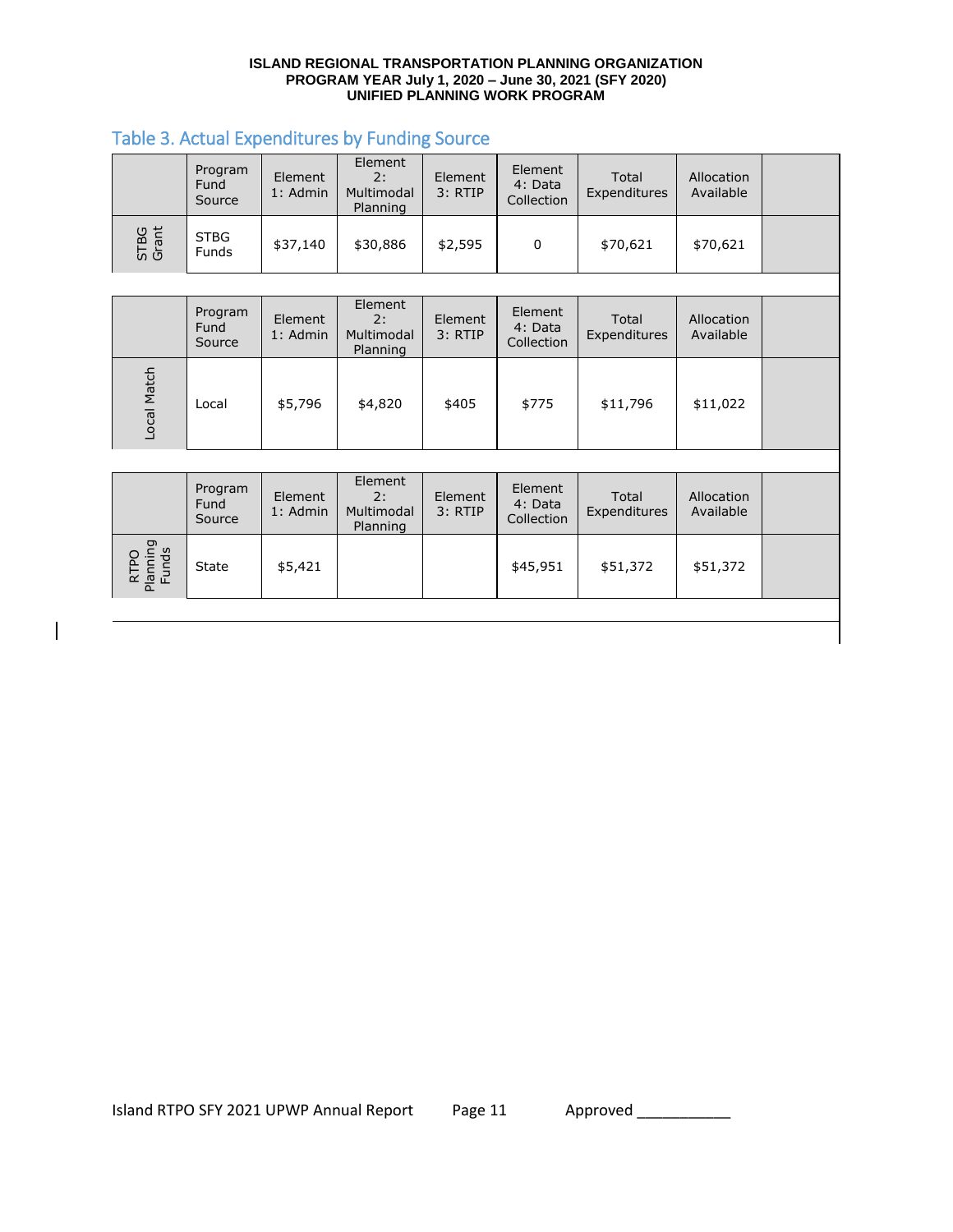## Table 3. Actual Expenditures by Funding Source

| | Program Fund Source | Element 1: Admin | Element 2: Multimodal Planning | Element 3: RTIP | Element 4: Data Collection | Total Expenditures | Allocation Available |
|---|---|---|---|---|---|---|---|
| STBG Grant | STBG Funds | $37,140 | $30,886 | $2,595 | 0 | $70,621 | $70,621 |

| | Program Fund Source | Element 1: Admin | Element 2: Multimodal Planning | Element 3: RTIP | Element 4: Data Collection | Total Expenditures | Allocation Available |
|---|---|---|---|---|---|---|---|
| Local Match | Local | $5,796 | $4,820 | $405 | $775 | $11,796 | $11,022 |

| | Program Fund Source | Element 1: Admin | Element 2: Multimodal Planning | Element 3: RTIP | Element 4: Data Collection | Total Expenditures | Allocation Available |
|---|---|---|---|---|---|---|---|
| RTPO Planning Funds | State | $5,421 | | | $45,951 | $51,372 | $51,372 |

Island RTPO SFY 2021 UPWP Annual Report Approved ___________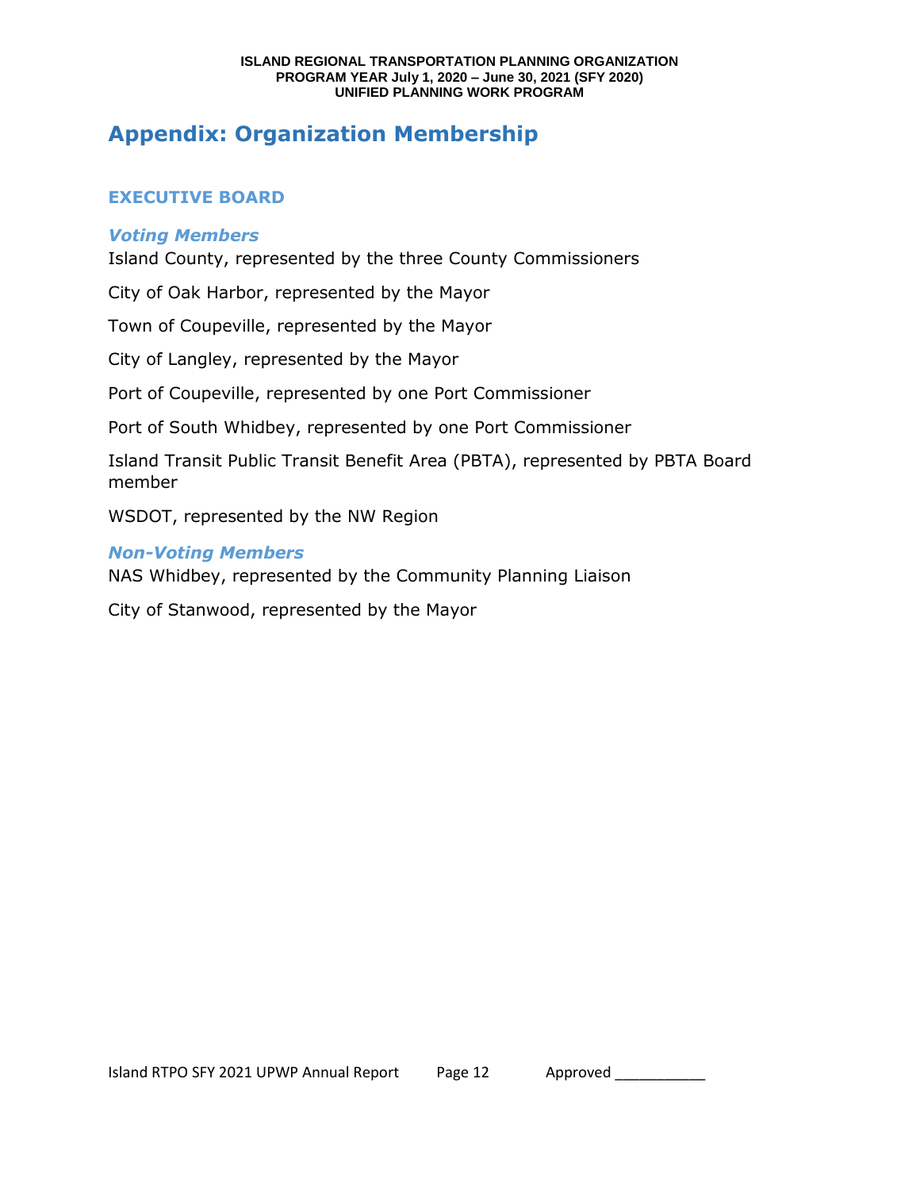# Appendix: Organization Membership

## EXECUTIVE BOARD

### *Voting Members*

Island County, represented by the three County Commissioners

City of Oak Harbor, represented by the Mayor

Town of Coupeville, represented by the Mayor

City of Langley, represented by the Mayor

Port of Coupeville, represented by one Port Commissioner

Port of South Whidbey, represented by one Port Commissioner

Island Transit Public Transit Benefit Area (PBTA), represented by PBTA Board member

WSDOT, represented by the NW Region

### *Non-Voting Members*

NAS Whidbey, represented by the Community Planning Liaison

City of Stanwood, represented by the Mayor